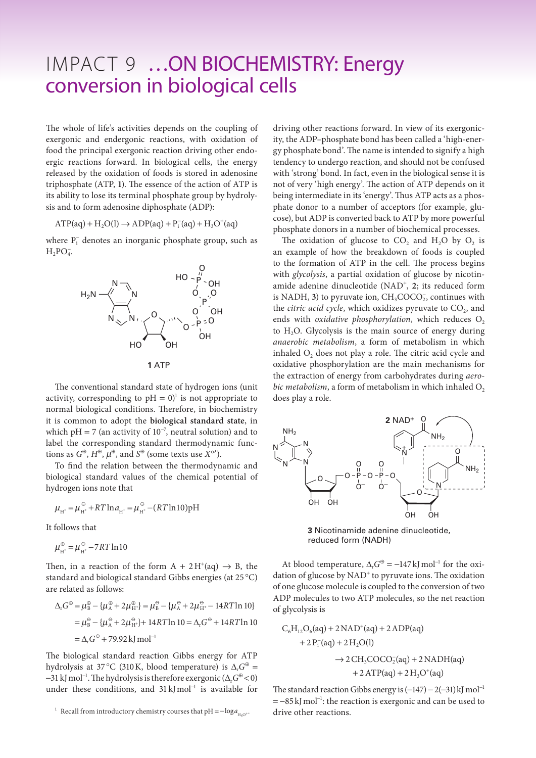# IMPACT 9 …ON BIOCHEMISTRY: Energy conversion in biological cells

The whole of life's activities depends on the coupling of exergonic and endergonic reactions, with oxidation of food the principal exergonic reaction driving other endoergic reactions forward. In biological cells, the energy released by the oxidation of foods is stored in adenosine triphosphate (ATP, **1**). The essence of the action of ATP is its ability to lose its terminal phosphate group by hydrolysis and to form adenosine diphosphate (ADP):

$$\mathrm{ATP(aq) + H_2O(l) \rightarrow ADP(aq) + P_i^-(aq) + H_3O^+(aq)}$$

where $P_i^-$ denotes an inorganic phosphate group, such as $H_2PO_4^-$.

**1** ATP

The conventional standard state of hydrogen ions (unit activity, corresponding to pH = 0)[1] is not appropriate to normal biological conditions. Therefore, in biochemistry it is common to adopt the **biological standard state**, in which pH = 7 (an activity of $10^{-7}$, neutral solution) and to label the corresponding standard thermodynamic functions as $G^{\oplus}$, $H^{\oplus}$, $\mu^{\oplus}$, and $S^{\oplus}$ (some texts use $X^{\circ\prime}$).

To find the relation between the thermodynamic and biological standard values of the chemical potential of hydrogen ions note that

$$\mu_{\mathrm{H^+}} = \mu_{\mathrm{H^+}}^{\ominus} + RT\ln a_{\mathrm{H^+}} = \mu_{\mathrm{H^+}}^{\ominus} - (RT\ln 10)\mathrm{pH}$$

It follows that

$$\mu_{\mathrm{H^+}}^{\oplus} = \mu_{\mathrm{H^+}}^{\ominus} - 7RT\ln 10$$

Then, in a reaction of the form A + $2\mathrm{H^+(aq)} \rightarrow$ B, the standard and biological standard Gibbs energies (at 25 °C) are related as follows:

$$\begin{aligned}\Delta_r G^{\oplus} &= \mu_{\mathrm{B}}^{\oplus} - \{\mu_{\mathrm{A}}^{\oplus} + 2\mu_{\mathrm{H^+}}^{\oplus}\} = \mu_{\mathrm{B}}^{\ominus} - \{\mu_{\mathrm{A}}^{\ominus} + 2\mu_{\mathrm{H^+}}^{\ominus} - 14RT\ln 10\} \\ &= \mu_{\mathrm{B}}^{\ominus} - \{\mu_{\mathrm{A}}^{\ominus} + 2\mu_{\mathrm{H^+}}^{\ominus}\} + 14RT\ln 10 = \Delta_r G^{\ominus} + 14RT\ln 10 \\ &= \Delta_r G^{\ominus} + 79.92\,\mathrm{kJ\,mol^{-1}}\end{aligned}$$

The biological standard reaction Gibbs energy for ATP hydrolysis at 37 °C (310 K, blood temperature) is $\Delta_r G^{\oplus} = -31\,\mathrm{kJ\,mol^{-1}}$. The hydrolysis is therefore exergonic ($\Delta_r G^{\oplus} < 0$) under these conditions, and 31 kJ mol$^{-1}$ is available for driving other reactions forward. In view of its exergonicity, the ADP–phosphate bond has been called a 'high-energy phosphate bond'. The name is intended to signify a high tendency to undergo reaction, and should not be confused with 'strong' bond. In fact, even in the biological sense it is not of very 'high energy'. The action of ATP depends on it being intermediate in its 'energy'. Thus ATP acts as a phosphate donor to a number of acceptors (for example, glucose), but ADP is converted back to ATP by more powerful phosphate donors in a number of biochemical processes.

The oxidation of glucose to $CO_2$ and $H_2O$ by $O_2$ is an example of how the breakdown of foods is coupled to the formation of ATP in the cell. The process begins with *glycolysis*, a partial oxidation of glucose by nicotinamide adenine dinucleotide ($NAD^+$, **2**; its reduced form is NADH, **3**) to pyruvate ion, $CH_3COCO_2^-$, continues with the *citric acid cycle*, which oxidizes pyruvate to $CO_2$, and ends with *oxidative phosphorylation*, which reduces $O_2$ to $H_2O$. Glycolysis is the main source of energy during *anaerobic metabolism*, a form of metabolism in which inhaled $O_2$ does not play a role. The citric acid cycle and oxidative phosphorylation are the main mechanisms for the extraction of energy from carbohydrates during *aerobic metabolism*, a form of metabolism in which inhaled $O_2$ does play a role.

**2** $NAD^+$

**3** Nicotinamide adenine dinucleotide, reduced form (NADH)

At blood temperature, $\Delta_r G^{\oplus} = -147\,\mathrm{kJ\,mol^{-1}}$ for the oxidation of glucose by $NAD^+$ to pyruvate ions. The oxidation of one glucose molecule is coupled to the conversion of two ADP molecules to two ATP molecules, so the net reaction of glycolysis is

$$\begin{aligned}&\mathrm{C_6H_{12}O_6(aq) + 2\,NAD^+(aq) + 2\,ADP(aq) + 2\,P_i^-(aq) + 2\,H_2O(l)} \\ &\qquad \rightarrow \mathrm{2\,CH_3COCO_2^-(aq) + 2\,NADH(aq) + 2\,ATP(aq) + 2\,H_3O^+(aq)}\end{aligned}$$

The standard reaction Gibbs energy is $(-147) - 2(-31)\,\mathrm{kJ\,mol^{-1}} = -85\,\mathrm{kJ\,mol^{-1}}$: the reaction is exergonic and can be used to drive other reactions.

[1] Recall from introductory chemistry courses that $\mathrm{pH} = -\log a_{\mathrm{H_3O^+}}$.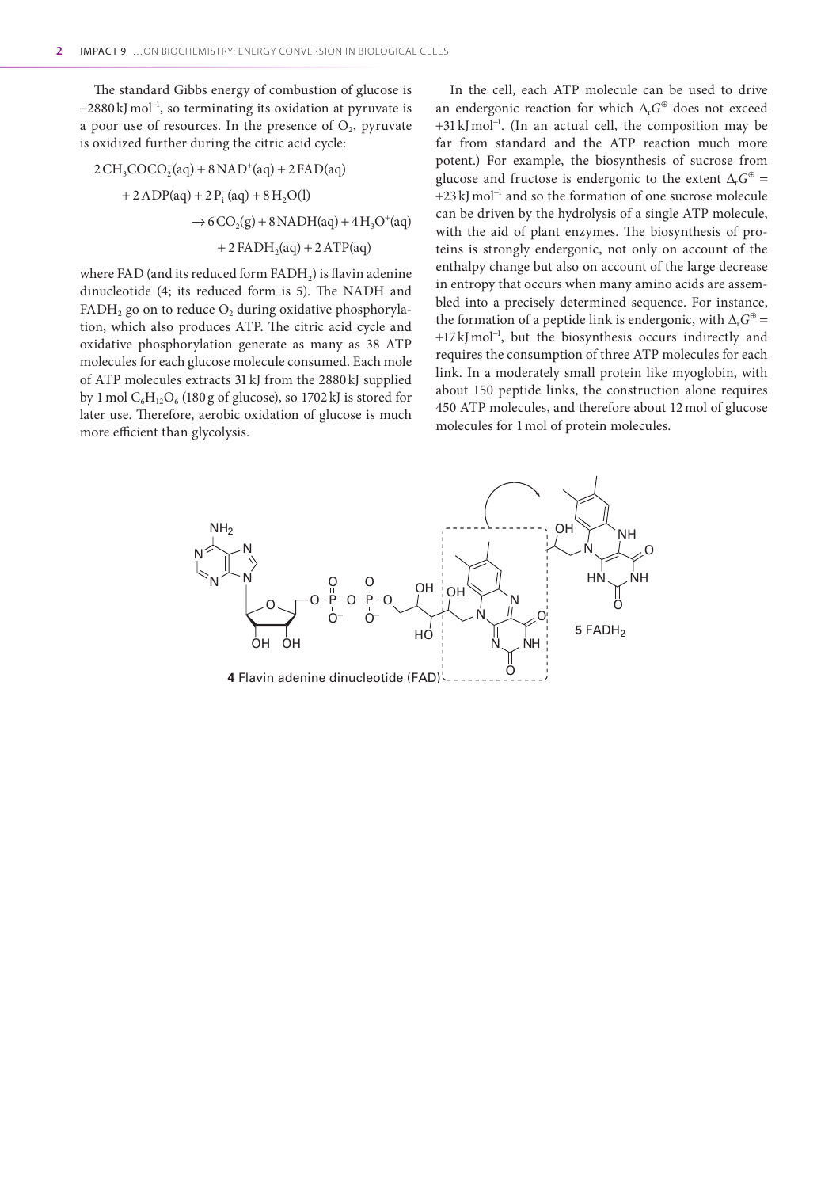The standard Gibbs energy of combustion of glucose is $-2880\,\text{kJ mol}^{-1}$, so terminating its oxidation at pyruvate is a poor use of resources. In the presence of $O_2$, pyruvate is oxidized further during the citric acid cycle:

$$
\begin{aligned}
&2\,CH_3COCO_2^-(aq) + 8\,NAD^+(aq) + 2\,FAD(aq) \\
&\quad + 2\,ADP(aq) + 2\,P_i^-(aq) + 8\,H_2O(l) \\
&\quad\quad \rightarrow 6\,CO_2(g) + 8\,NADH(aq) + 4\,H_3O^+(aq) \\
&\quad\quad\quad + 2\,FADH_2(aq) + 2\,ATP(aq)
\end{aligned}
$$

where FAD (and its reduced form $FADH_2$) is flavin adenine dinucleotide (**4**; its reduced form is **5**). The NADH and $FADH_2$ go on to reduce $O_2$ during oxidative phosphorylation, which also produces ATP. The citric acid cycle and oxidative phosphorylation generate as many as 38 ATP molecules for each glucose molecule consumed. Each mole of ATP molecules extracts 31 kJ from the 2880 kJ supplied by 1 mol $C_6H_{12}O_6$ (180 g of glucose), so 1702 kJ is stored for later use. Therefore, aerobic oxidation of glucose is much more efficient than glycolysis.

In the cell, each ATP molecule can be used to drive an endergonic reaction for which $\Delta_r G^{\ominus}$ does not exceed $+31\,\text{kJ mol}^{-1}$. (In an actual cell, the composition may be far from standard and the ATP reaction much more potent.) For example, the biosynthesis of sucrose from glucose and fructose is endergonic to the extent $\Delta_r G^{\ominus} = +23\,\text{kJ mol}^{-1}$ and so the formation of one sucrose molecule can be driven by the hydrolysis of a single ATP molecule, with the aid of plant enzymes. The biosynthesis of proteins is strongly endergonic, not only on account of the enthalpy change but also on account of the large decrease in entropy that occurs when many amino acids are assembled into a precisely determined sequence. For instance, the formation of a peptide link is endergonic, with $\Delta_r G^{\ominus} = +17\,\text{kJ mol}^{-1}$, but the biosynthesis occurs indirectly and requires the consumption of three ATP molecules for each link. In a moderately small protein like myoglobin, with about 150 peptide links, the construction alone requires 450 ATP molecules, and therefore about 12 mol of glucose molecules for 1 mol of protein molecules.

**4** Flavin adenine dinucleotide (FAD)

**5** $FADH_2$